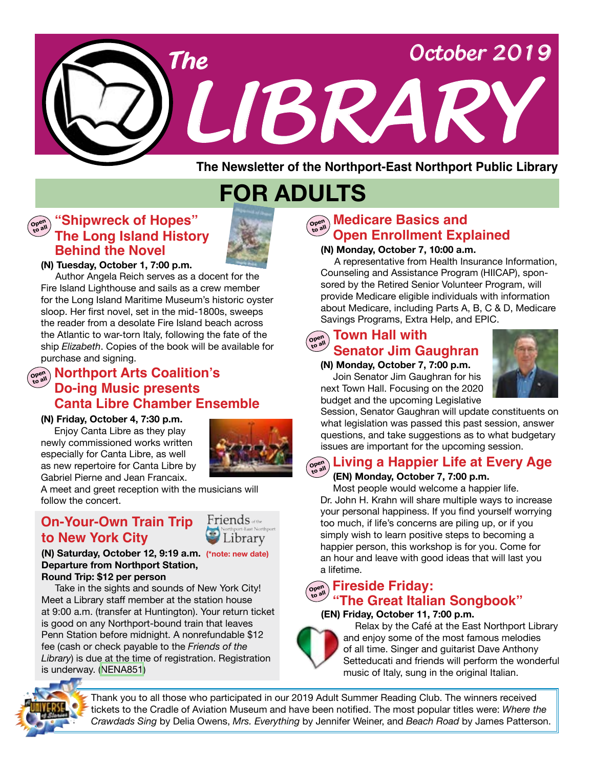# The LIBRARY

October 2019

The Newsletter of the Northport-East Northport Public Library

## FOR ADULTS

### "Shipwreck of Hopes" The Long Island History Behind the Novel

Open to all

**(N) Tuesday, October 1, 7:00 p.m.**

Author Angela Reich serves as a docent for the Fire Island Lighthouse and sails as a crew member for the Long Island Maritime Museum's historic oyster sloop. Her first novel, set in the mid-1800s, sweeps the reader from a desolate Fire Island beach across the Atlantic to war-torn Italy, following the fate of the ship *Elizabeth*. Copies of the book will be available for purchase and signing.

### Northport Arts Coalition's Do-ing Music presents Canta Libre Chamber Ensemble

Open to all

**(N) Friday, October 4, 7:30 p.m.**

Enjoy Canta Libre as they play newly commissioned works written especially for Canta Libre, as well as new repertoire for Canta Libre by Gabriel Pierne and Jean Francaix. A meet and greet reception with the musicians will follow the concert.

### On-Your-Own Train Trip to New York City

Friends of the Northport-East Northport Library

**(N) Saturday, October 12, 9:19 a.m.** (*note: new date)
**Departure from Northport Station,**
**Round Trip: $12 per person**

Take in the sights and sounds of New York City! Meet a Library staff member at the station house at 9:00 a.m. (transfer at Huntington). Your return ticket is good on any Northport-bound train that leaves Penn Station before midnight. A nonrefundable $12 fee (cash or check payable to the *Friends of the Library*) is due at the time of registration. Registration is underway. (NENA851)

### Medicare Basics and Open Enrollment Explained

Open to all

**(N) Monday, October 7, 10:00 a.m.**

A representative from Health Insurance Information, Counseling and Assistance Program (HIICAP), sponsored by the Retired Senior Volunteer Program, will provide Medicare eligible individuals with information about Medicare, including Parts A, B, C & D, Medicare Savings Programs, Extra Help, and EPIC.

### Town Hall with Senator Jim Gaughran

Open to all

**(N) Monday, October 7, 7:00 p.m.**

Join Senator Jim Gaughran for his next Town Hall. Focusing on the 2020 budget and the upcoming Legislative Session, Senator Gaughran will update constituents on what legislation was passed this past session, answer questions, and take suggestions as to what budgetary issues are important for the upcoming session.

### Living a Happier Life at Every Age

Open to all

**(EN) Monday, October 7, 7:00 p.m.**

Most people would welcome a happier life. Dr. John H. Krahn will share multiple ways to increase your personal happiness. If you find yourself worrying too much, if life's concerns are piling up, or if you simply wish to learn positive steps to becoming a happier person, this workshop is for you. Come for an hour and leave with good ideas that will last you a lifetime.

### Fireside Friday: "The Great Italian Songbook"

Open to all

**(EN) Friday, October 11, 7:00 p.m.**

Relax by the Café at the East Northport Library and enjoy some of the most famous melodies of all time. Singer and guitarist Dave Anthony Setteducati and friends will perform the wonderful music of Italy, sung in the original Italian.

---

Thank you to all those who participated in our 2019 Adult Summer Reading Club. The winners received tickets to the Cradle of Aviation Museum and have been notified. The most popular titles were: *Where the Crawdads Sing* by Delia Owens, *Mrs. Everything* by Jennifer Weiner, and *Beach Road* by James Patterson.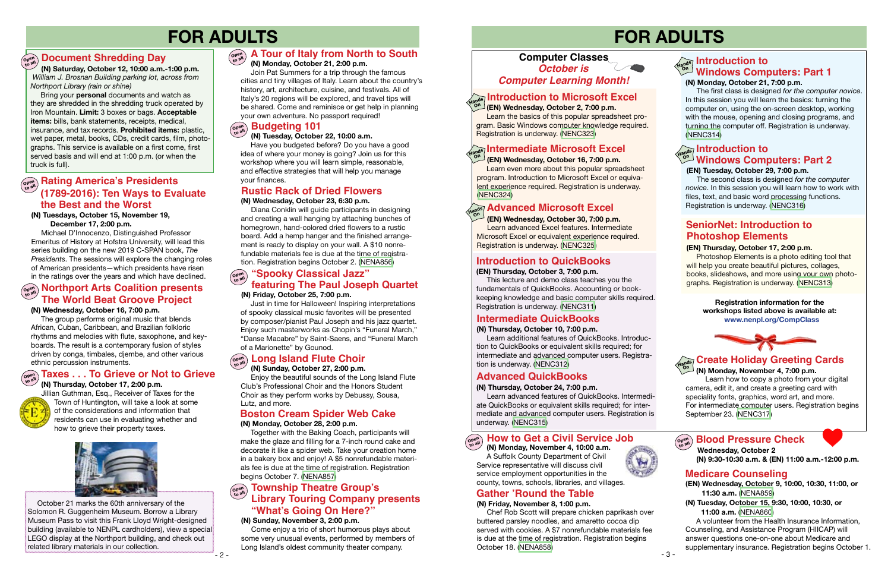# FOR ADULTS

## Document Shredding Day

**(N) Saturday, October 12, 10:00 a.m.-1:00 p.m.**
*William J. Brosnan Building parking lot, across from Northport Library (rain or shine)*

Bring your **personal** documents and watch as they are shredded in the shredding truck operated by Iron Mountain. **Limit:** 3 boxes or bags. **Acceptable items:** bills, bank statements, receipts, medical, insurance, and tax records. **Prohibited items:** plastic, wet paper, metal, books, CDs, credit cards, film, photographs. This service is available on a first come, first served basis and will end at 1:00 p.m. (or when the truck is full).

## Rating America's Presidents (1789-2016): Ten Ways to Evaluate the Best and the Worst

**(N) Tuesdays, October 15, November 19, December 17, 2:00 p.m.**

Michael D'Innocenzo, Distinguished Professor Emeritus of History at Hofstra University, will lead this series building on the new 2019 C-SPAN book, *The Presidents*. The sessions will explore the changing roles of American presidents—which presidents have risen in the ratings over the years and which have declined.

## Northport Arts Coalition presents The World Beat Groove Project

**(N) Wednesday, October 16, 7:00 p.m.**

The group performs original music that blends African, Cuban, Caribbean, and Brazilian folkloric rhythms and melodies with flute, saxophone, and keyboards. The result is a contemporary fusion of styles driven by conga, timbales, djembe, and other various ethnic percussion instruments.

## Taxes . . . To Grieve or Not to Grieve

**(N) Thursday, October 17, 2:00 p.m.**

Jillian Guthman, Esq., Receiver of Taxes for the Town of Huntington, will take a look at some of the considerations and information that residents can use in evaluating whether and how to grieve their property taxes.

October 21 marks the 60th anniversary of the Solomon R. Guggenheim Museum. Borrow a Library Museum Pass to visit this Frank Lloyd Wright-designed building (available to NENPL cardholders), view a special LEGO display at the Northport building, and check out related library materials in our collection.

## A Tour of Italy from North to South

**(N) Monday, October 21, 2:00 p.m.**

Join Pat Summers for a trip through the famous cities and tiny villages of Italy. Learn about the country's history, art, architecture, cuisine, and festivals. All of Italy's 20 regions will be explored, and travel tips will be shared. Come and reminisce or get help in planning your own adventure. No passport required!

## Budgeting 101

**(N) Tuesday, October 22, 10:00 a.m.**

Have you budgeted before? Do you have a good idea of where your money is going? Join us for this workshop where you will learn simple, reasonable, and effective strategies that will help you manage your finances.

## Rustic Rack of Dried Flowers

**(N) Wednesday, October 23, 6:30 p.m.**

Diana Conklin will guide participants in designing and creating a wall hanging by attaching bunches of homegrown, hand-colored dried flowers to a rustic board. Add a hemp hanger and the finished arrangement is ready to display on your wall. A $10 nonrefundable materials fee is due at the time of registration. Registration begins October 2. (NENA856)

## "Spooky Classical Jazz" featuring The Paul Joseph Quartet

**(N) Friday, October 25, 7:00 p.m.**

Just in time for Halloween! Inspiring interpretations of spooky classical music favorites will be presented by composer/pianist Paul Joseph and his jazz quartet. Enjoy such masterworks as Chopin's "Funeral March," "Danse Macabre" by Saint-Saens, and "Funeral March of a Marionette" by Gounod.

## Long Island Flute Choir

**(N) Sunday, October 27, 2:00 p.m.**

Enjoy the beautiful sounds of the Long Island Flute Club's Professional Choir and the Honors Student Choir as they perform works by Debussy, Sousa, Lutz, and more.

## Boston Cream Spider Web Cake

**(N) Monday, October 28, 2:00 p.m.**

Together with the Baking Coach, participants will make the glaze and filling for a 7-inch round cake and decorate it like a spider web. Take your creation home in a bakery box and enjoy! A $5 nonrefundable materials fee is due at the time of registration. Registration begins October 7. (NENA857)

## Township Theatre Group's Library Touring Company presents "What's Going On Here?"

**(N) Sunday, November 3, 2:00 p.m.**

Come enjoy a trio of short humorous plays about some very unusual events, performed by members of Long Island's oldest community theater company.

# FOR ADULTS

## Computer Classes
### *October is Computer Learning Month!*

## Introduction to Microsoft Excel

**(EN) Wednesday, October 2, 7:00 p.m.**

Learn the basics of this popular spreadsheet program. Basic Windows computer knowledge required. Registration is underway. (NENC323)

## Intermediate Microsoft Excel

**(EN) Wednesday, October 16, 7:00 p.m.**

Learn even more about this popular spreadsheet program. Introduction to Microsoft Excel or equivalent experience required. Registration is underway. (NENC324)

## Advanced Microsoft Excel

**(EN) Wednesday, October 30, 7:00 p.m.**

Learn advanced Excel features. Intermediate Microsoft Excel or equivalent experience required. Registration is underway. (NENC325)

## Introduction to QuickBooks

**(EN) Thursday, October 3, 7:00 p.m.**

This lecture and demo class teaches you the fundamentals of QuickBooks. Accounting or bookkeeping knowledge and basic computer skills required. Registration is underway. (NENC311)

## Intermediate QuickBooks

**(N) Thursday, October 10, 7:00 p.m.**

Learn additional features of QuickBooks. Introduction to QuickBooks or equivalent skills required; for intermediate and advanced computer users. Registration is underway. (NENC312)

## Advanced QuickBooks

**(N) Thursday, October 24, 7:00 p.m.**

Learn advanced features of QuickBooks. Intermediate QuickBooks or equivalent skills required; for intermediate and advanced computer users. Registration is underway. (NENC315)

## Introduction to Windows Computers: Part 1

**(N) Monday, October 21, 7:00 p.m.**

The first class is designed *for the computer novice*. In this session you will learn the basics: turning the computer on, using the on-screen desktop, working with the mouse, opening and closing programs, and turning the computer off. Registration is underway. (NENC314)

## Introduction to Windows Computers: Part 2

**(EN) Tuesday, October 29, 7:00 p.m.**

The second class is designed *for the computer novice*. In this session you will learn how to work with files, text, and basic word processing functions. Registration is underway. (NENC316)

## SeniorNet: Introduction to Photoshop Elements

**(EN) Thursday, October 17, 2:00 p.m.**

Photoshop Elements is a photo editing tool that will help you create beautiful pictures, collages, books, slideshows, and more using your own photographs. Registration is underway. (NENC313)

**Registration information for the workshops listed above is available at: www.nenpl.org/CompClass**

## Create Holiday Greeting Cards

**(N) Monday, November 4, 7:00 p.m.**

Learn how to copy a photo from your digital camera, edit it, and create a greeting card with speciality fonts, graphics, word art, and more. For intermediate computer users. Registration begins September 23. (NENC317)

## How to Get a Civil Service Job

**(N) Monday, November 4, 10:00 a.m.**

A Suffolk County Department of Civil Service representative will discuss civil service employment opportunities in the county, towns, schools, libraries, and villages.

## Gather 'Round the Table

**(N) Friday, November 8, 1:00 p.m.**

Chef Rob Scott will prepare chicken paprikash over buttered parsley noodles, and amaretto cocoa dip served with cookies. A $7 nonrefundable materials fee is due at the time of registration. Registration begins October 18. (NENA858)

## Blood Pressure Check

**Wednesday, October 2**
**(N) 9:30-10:30 a.m. & (EN) 11:00 a.m.-12:00 p.m.**

## Medicare Counseling

**(EN) Wednesday, October 9, 10:00, 10:30, 11:00, or 11:30 a.m.** (NENA859)

**(N) Tuesday, October 15, 9:30, 10:00, 10:30, or 11:00 a.m.** (NENA860)

A volunteer from the Health Insurance Information, Counseling, and Assistance Program (HIICAP) will answer questions one-on-one about Medicare and supplementary insurance. Registration begins October 1.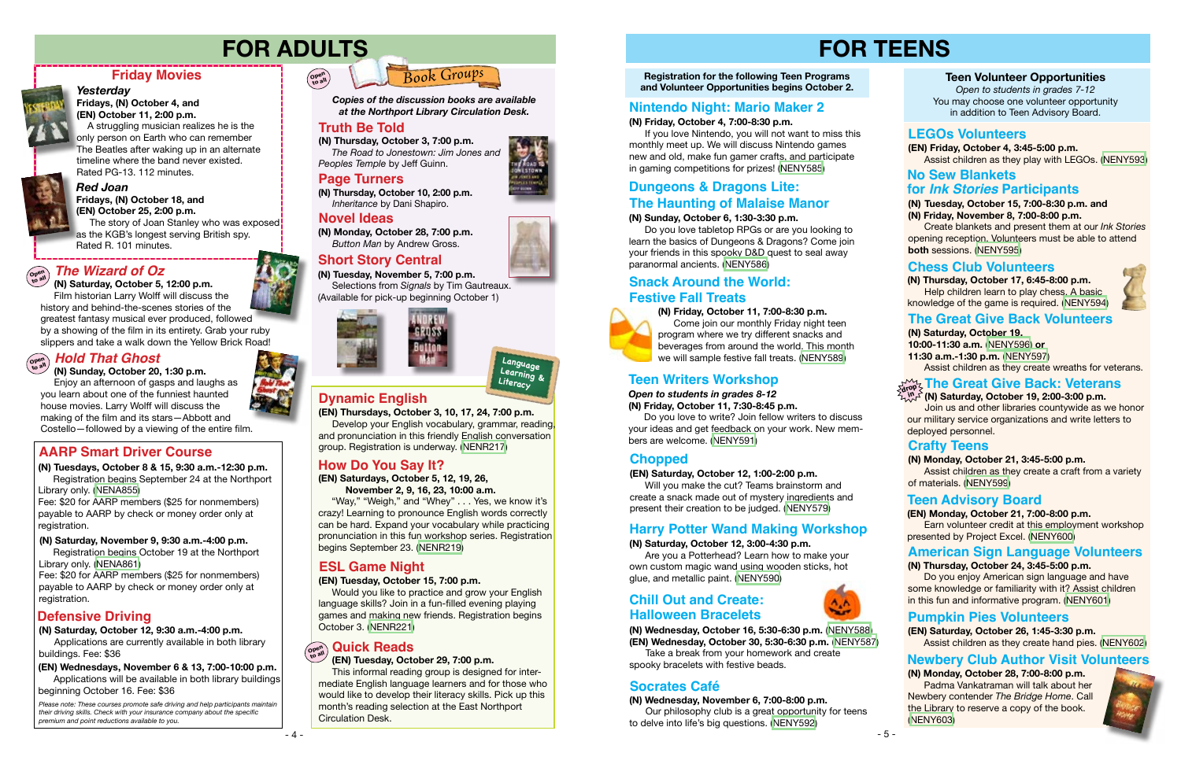# FOR ADULTS

## Friday Movies

### *Yesterday*

**Fridays, (N) October 4, and (EN) October 11, 2:00 p.m.**

A struggling musician realizes he is the only person on Earth who can remember The Beatles after waking up in an alternate timeline where the band never existed. Rated PG-13. 112 minutes.

### *Red Joan*

**Fridays, (N) October 18, and (EN) October 25, 2:00 p.m.**

The story of Joan Stanley who was exposed as the KGB's longest serving British spy. Rated R. 101 minutes.

## *The Wizard of Oz*

Open to all

**(N) Saturday, October 5, 12:00 p.m.**

Film historian Larry Wolff will discuss the history and behind-the-scenes stories of the greatest fantasy musical ever produced, followed by a showing of the film in its entirety. Grab your ruby slippers and take a walk down the Yellow Brick Road!

## *Hold That Ghost*

Open to all

**(N) Sunday, October 20, 1:30 p.m.**

Enjoy an afternoon of gasps and laughs as you learn about one of the funniest haunted house movies. Larry Wolff will discuss the making of the film and its stars—Abbott and Costello—followed by a viewing of the entire film.

## AARP Smart Driver Course

**(N) Tuesdays, October 8 & 15, 9:30 a.m.-12:30 p.m.**

Registration begins September 24 at the Northport Library only. (NENA855)

Fee: $20 for AARP members ($25 for nonmembers) payable to AARP by check or money order only at registration.

**(N) Saturday, November 9, 9:30 a.m.-4:00 p.m.**

Registration begins October 19 at the Northport Library only. (NENA861)

Fee: $20 for AARP members ($25 for nonmembers) payable to AARP by check or money order only at registration.

## Defensive Driving

**(N) Saturday, October 12, 9:30 a.m.-4:00 p.m.**

Applications are currently available in both library buildings. Fee: $36

**(EN) Wednesdays, November 6 & 13, 7:00-10:00 p.m.**

Applications will be available in both library buildings beginning October 16. Fee: $36

*Please note: These courses promote safe driving and help participants maintain their driving skills. Check with your insurance company about the specific premium and point reductions available to you.*

## Book Groups

Open to all

***Copies of the discussion books are available at the Northport Library Circulation Desk.***

### Truth Be Told

**(N) Thursday, October 3, 7:00 p.m.**

*The Road to Jonestown: Jim Jones and Peoples Temple* by Jeff Guinn.

### Page Turners

**(N) Thursday, October 10, 2:00 p.m.**

*Inheritance* by Dani Shapiro.

### Novel Ideas

**(N) Monday, October 28, 7:00 p.m.**

*Button Man* by Andrew Gross.

### Short Story Central

**(N) Tuesday, November 5, 7:00 p.m.**

Selections from *Signals* by Tim Gautreaux. (Available for pick-up beginning October 1)

## Language Learning & Literacy

### Dynamic English

**(EN) Thursdays, October 3, 10, 17, 24, 7:00 p.m.**

Develop your English vocabulary, grammar, reading, and pronunciation in this friendly English conversation group. Registration is underway. (NENR217)

### How Do You Say It?

**(EN) Saturdays, October 5, 12, 19, 26, November 2, 9, 16, 23, 10:00 a.m.**

"Way," "Weigh," and "Whey" . . . Yes, we know it's crazy! Learning to pronounce English words correctly can be hard. Expand your vocabulary while practicing pronunciation in this fun workshop series. Registration begins September 23. (NENR219)

### ESL Game Night

**(EN) Tuesday, October 15, 7:00 p.m.**

Would you like to practice and grow your English language skills? Join in a fun-filled evening playing games and making new friends. Registration begins October 3. (NENR221)

### Quick Reads

Open to all

**(EN) Tuesday, October 29, 7:00 p.m.**

This informal reading group is designed for intermediate English language learners and for those who would like to develop their literacy skills. Pick up this month's reading selection at the East Northport Circulation Desk.

# FOR TEENS

**Registration for the following Teen Programs and Volunteer Opportunities begins October 2.**

## Nintendo Night: Mario Maker 2

**(N) Friday, October 4, 7:00-8:30 p.m.**

If you love Nintendo, you will not want to miss this monthly meet up. We will discuss Nintendo games new and old, make fun gamer crafts, and participate in gaming competitions for prizes! (NENY585)

## Dungeons & Dragons Lite: The Haunting of Malaise Manor

**(N) Sunday, October 6, 1:30-3:30 p.m.**

Do you love tabletop RPGs or are you looking to learn the basics of Dungeons & Dragons? Come join your friends in this spooky D&D quest to seal away paranormal ancients. (NENY586)

## Snack Around the World: Festive Fall Treats

**(N) Friday, October 11, 7:00-8:30 p.m.**

Come join our monthly Friday night teen program where we try different snacks and beverages from around the world. This month we will sample festive fall treats. (NENY589)

## Teen Writers Workshop

***Open to students in grades 8-12***

**(N) Friday, October 11, 7:30-8:45 p.m.**

Do you love to write? Join fellow writers to discuss your ideas and get feedback on your work. New members are welcome. (NENY591)

## Chopped

**(EN) Saturday, October 12, 1:00-2:00 p.m.**

Will you make the cut? Teams brainstorm and create a snack made out of mystery ingredients and present their creation to be judged. (NENY579)

## Harry Potter Wand Making Workshop

**(N) Saturday, October 12, 3:00-4:30 p.m.**

Are you a Potterhead? Learn how to make your own custom magic wand using wooden sticks, hot glue, and metallic paint. (NENY590)

## Chill Out and Create: Halloween Bracelets

**(N) Wednesday, October 16, 5:30-6:30 p.m.** (NENY588)

**(EN) Wednesday, October 30, 5:30-6:30 p.m.** (NENY587)

Take a break from your homework and create spooky bracelets with festive beads.

## Socrates Café

**(N) Wednesday, November 6, 7:00-8:00 p.m.**

Our philosophy club is a great opportunity for teens to delve into life's big questions. (NENY592)

## Teen Volunteer Opportunities

Open to students in grades 7-12

You may choose one volunteer opportunity in addition to Teen Advisory Board.

### LEGOs Volunteers

**(EN) Friday, October 4, 3:45-5:00 p.m.**

Assist children as they play with LEGOs. (NENY593)

### No Sew Blankets for *Ink Stories* Participants

**(N) Tuesday, October 15, 7:00-8:30 p.m. and (N) Friday, November 8, 7:00-8:00 p.m.**

Create blankets and present them at our *Ink Stories* opening reception. Volunteers must be able to attend **both** sessions. (NENY595)

### Chess Club Volunteers

**(N) Thursday, October 17, 6:45-8:00 p.m.**

Help children learn to play chess. A basic knowledge of the game is required. (NENY594)

### The Great Give Back Volunteers

**(N) Saturday, October 19. 10:00-11:30 a.m.** (NENY596) **or 11:30 a.m.-1:30 p.m.** (NENY597)

Assist children as they create wreaths for veterans.

### The Great Give Back: Veterans

Drop in

**(N) Saturday, October 19, 2:00-3:00 p.m.**

Join us and other libraries countywide as we honor our military service organizations and write letters to deployed personnel.

### Crafty Teens

**(N) Monday, October 21, 3:45-5:00 p.m.**

Assist children as they create a craft from a variety of materials. (NENY599)

### Teen Advisory Board

**(EN) Monday, October 21, 7:00-8:00 p.m.**

Earn volunteer credit at this employment workshop presented by Project Excel. (NENY600)

### American Sign Language Volunteers

**(N) Thursday, October 24, 3:45-5:00 p.m.**

Do you enjoy American sign language and have some knowledge or familiarity with it? Assist children in this fun and informative program. (NENY601)

### Pumpkin Pies Volunteers

**(EN) Saturday, October 26, 1:45-3:30 p.m.**

Assist children as they create hand pies. (NENY602)

### Newbery Club Author Visit Volunteers

**(N) Monday, October 28, 7:00-8:00 p.m.**

Padma Vankatraman will talk about her Newbery contender *The Bridge Home*. Call the Library to reserve a copy of the book. (NENY603)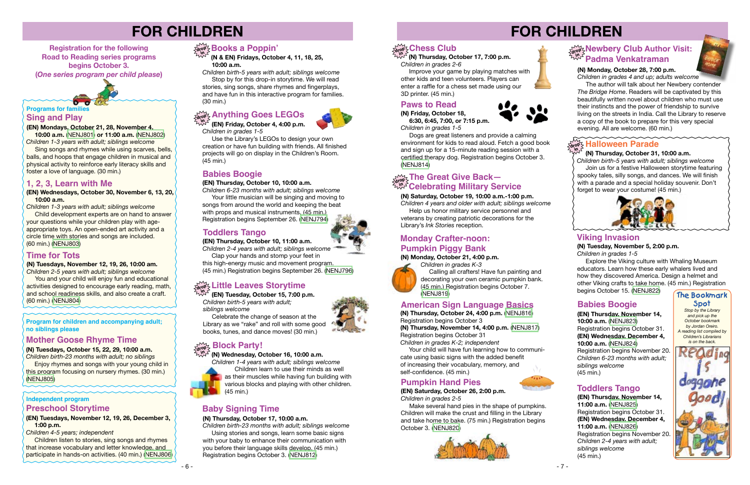# FOR CHILDREN

**Registration for the following Road to Reading series programs begins October 3. (*One series program per child please*)**

### Programs for families

## Sing and Play

**(EN) Mondays, October 21, 28, November 4, 10:00 a.m.** (NENJ801) **or 11:00 a.m.** (NENJ802)

*Children 1-3 years with adult; siblings welcome*

Sing songs and rhymes while using scarves, bells, balls, and hoops that engage children in musical and physical activity to reinforce early literacy skills and foster a love of language. (30 min.)

## 1, 2, 3, Learn with Me

**(EN) Wednesdays, October 30, November 6, 13, 20, 10:00 a.m.**

*Children 1-3 years with adult; siblings welcome*

Child development experts are on hand to answer your questions while your children play with age-appropriate toys. An open-ended art activity and a circle time with stories and songs are included. (60 min.) (NENJ803)

## Time for Tots

**(N) Tuesdays, November 12, 19, 26, 10:00 am.**

*Children 2-5 years with adult; siblings welcome*

You and your child will enjoy fun and educational activities designed to encourage early reading, math, and school readiness skills, and also create a craft. (60 min.) (NENJ804)

### Program for children and accompanying adult; no siblings please

## Mother Goose Rhyme Time

**(N) Tuesdays, October 15, 22, 29, 10:00 a.m.**

*Children birth-23 months with adult; no siblings*

Enjoy rhymes and songs with your young child in this program focusing on nursery rhymes. (30 min.) (NENJ805)

### Independent program

## Preschool Storytime

**(EN) Tuesdays, November 12, 19, 26, December 3, 1:00 p.m.**

*Children 4-5 years; independent*

Children listen to stories, sing songs and rhymes that increase vocabulary and letter knowledge, and participate in hands-on activities. (40 min.) (NENJ806)

## Books a Poppin'

**(N & EN) Fridays, October 4, 11, 18, 25, 10:00 a.m.**

*Children birth-5 years with adult; siblings welcome*

Stop by for this drop-in storytime. We will read stories, sing songs, share rhymes and fingerplays, and have fun in this interactive program for families. (30 min.)

## Anything Goes LEGOs

**(EN) Friday, October 4, 4:00 p.m.**

*Children in grades 1-5*

Use the Library's LEGOs to design your own creation or have fun building with friends. All finished projects will go on display in the Children's Room. (45 min.)

## Babies Boogie

**(EN) Thursday, October 10, 10:00 a.m.**

*Children 6-23 months with adult; siblings welcome*

Your little musician will be singing and moving to songs from around the world and keeping the beat with props and musical instruments. (45 min.) Registration begins September 26. (NENJ794)

## Toddlers Tango

**(EN) Thursday, October 10, 11:00 a.m.**

*Children 2-4 years with adult; siblings welcome*

Clap your hands and stomp your feet in this high-energy music and movement program. (45 min.) Registration begins September 26. (NENJ796)

## Little Leaves Storytime

**(EN) Tuesday, October 15, 7:00 p.m.**

*Children birth-5 years with adult; siblings welcome*

Celebrate the change of season at the Library as we "rake" and roll with some good books, tunes, and dance moves! (30 min.)

## Block Party!

**(N) Wednesday, October 16, 10:00 a.m.**

*Children 1-4 years with adult; siblings welcome*

Children learn to use their minds as well as their muscles while having fun building with various blocks and playing with other children. (45 min.)

## Baby Signing Time

**(N) Thursday, October 17, 10:00 a.m.**

*Children birth-23 months with adult; siblings welcome*

Using stories and songs, learn some basic signs with your baby to enhance their communication with you before their language skills develop. (45 min.) Registration begins October 3. (NENJ812)

# FOR CHILDREN

## Chess Club

**(N) Thursday, October 17, 7:00 p.m.**

*Children in grades 2-6*

Improve your game by playing matches with other kids and teen volunteers. Players can enter a raffle for a chess set made using our 3D printer. (45 min.)

## Paws to Read

**(N) Friday, October 18, 6:30, 6:45, 7:00, or 7:15 p.m.**

*Children in grades 1-5*

Dogs are great listeners and provide a calming environment for kids to read aloud. Fetch a good book and sign up for a 15-minute reading session with a certified therapy dog. Registration begins October 3. (NENJ814)

## The Great Give Back—Celebrating Military Service

**(N) Saturday, October 19, 10:00 a.m.-1:00 p.m.**

*Children 4 years and older with adult; siblings welcome*

Help us honor military service personnel and veterans by creating patriotic decorations for the Library's *Ink Stories* reception.

## Monday Crafter-noon: Pumpkin Piggy Bank

**(N) Monday, October 21, 4:00 p.m.**

*Children in grades K-3*

Calling all crafters! Have fun painting and decorating your own ceramic pumpkin bank. (45 min.) Registration begins October 7. (NENJ819)

## American Sign Language Basics

**(N) Thursday, October 24, 4:00 p.m.** (NENJ816)
Registration begins October 3

**(N) Thursday, November 14, 4:00 p.m.** (NENJ817)
Registration begins October 31

*Children in grades K-2; independent*

Your child will have fun learning how to communicate using basic signs with the added benefit of increasing their vocabulary, memory, and self-confidence. (45 min.)

## Pumpkin Hand Pies

**(EN) Saturday, October 26, 2:00 p.m.**

*Children in grades 2-5*

Make several hand pies in the shape of pumpkins. Children will make the crust and filling in the Library and take home to bake. (75 min.) Registration begins October 3. (NENJ820)

## Newbery Club Author Visit: Padma Venkatraman

**(N) Monday, October 28, 7:00 p.m.**

*Children in grades 4 and up; adults welcome*

The author will talk about her Newbery contender *The Bridge Home*. Readers will be captivated by this beautifully written novel about children who must use their instincts and the power of friendship to survive living on the streets in India. Call the Library to reserve a copy of the book to prepare for this very special evening. All are welcome. (60 min.)

## Halloween Parade

**(N) Thursday, October 31, 10:00 a.m.**

*Children birth-5 years with adult; siblings welcome*

Join us for a festive Halloween storytime featuring spooky tales, silly songs, and dances. We will finish with a parade and a special holiday souvenir. Don't forget to wear your costume! (45 min.)

## Viking Invasion

**(N) Tuesday, November 5, 2:00 p.m.**

*Children in grades 1-5*

Explore the Viking culture with Whaling Museum educators. Learn how these early whalers lived and how they discovered America. Design a helmet and other Viking crafts to take home. (45 min.) Registration begins October 15. (NENJ822)

## Babies Boogie

**(EN) Thursday, November 14, 10:00 a.m.** (NENJ823)
Registration begins October 31.

**(EN) Wednesday, December 4, 10:00 a.m.** (NENJ824)
Registration begins November 20.

*Children 6-23 months with adult; siblings welcome*

(45 min.)

## Toddlers Tango

**(EN) Thursday, November 14, 11:00 a.m.** (NENJ825)
Registration begins October 31.

**(EN) Wednesday, December 4, 11:00 a.m.** (NENJ826)
Registration begins November 20.

*Children 2-4 years with adult; siblings welcome*

(45 min.)

### The Bookmark Spot

*Stop by the Library and pick up the October bookmark by Jordan Oreiro. A reading list compiled by Children's Librarians is on the back.*

Reading is doggone good!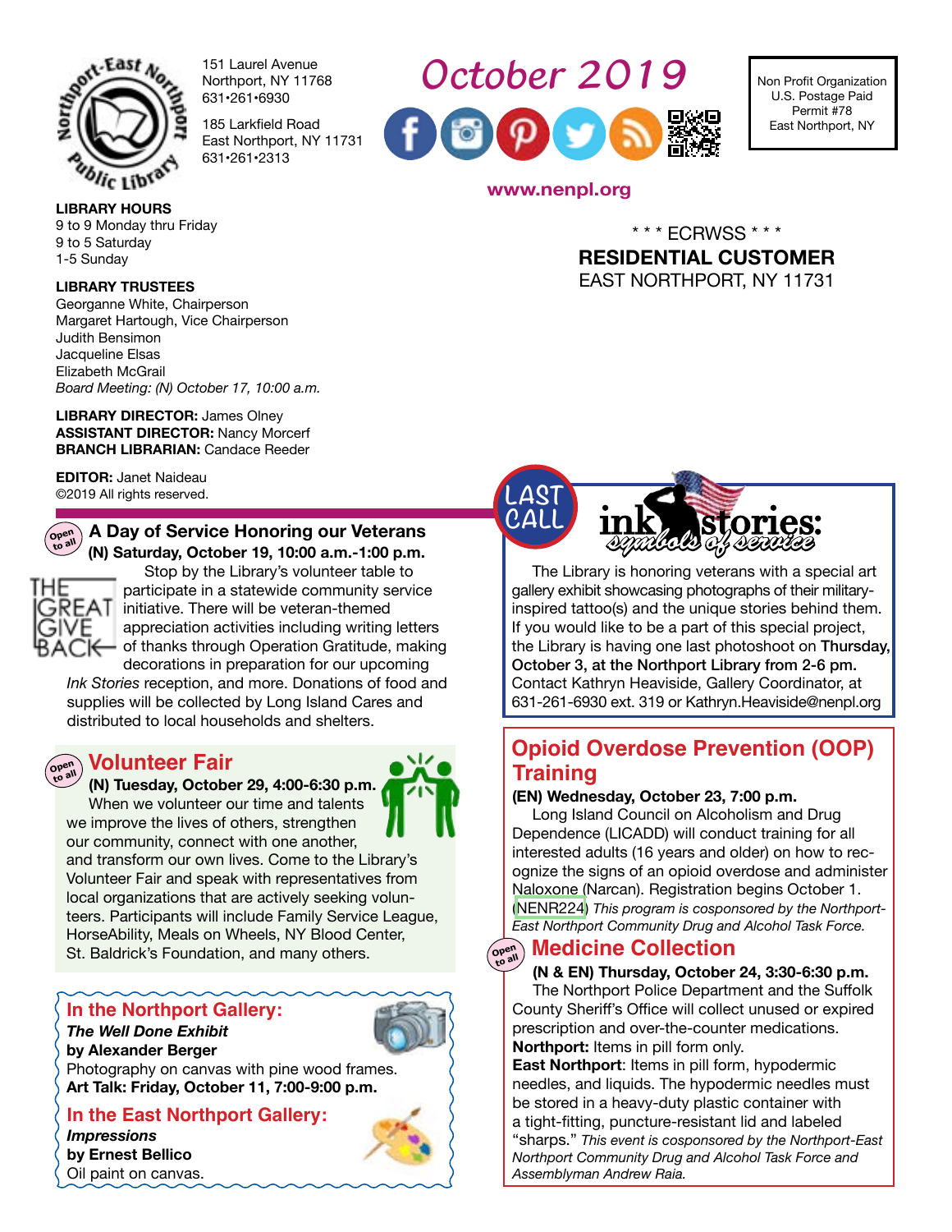151 Laurel Avenue
Northport, NY 11768
631•261•6930

185 Larkfield Road
East Northport, NY 11731
631•261•2313

# October 2019

www.nenpl.org

Non Profit Organization
U.S. Postage Paid
Permit #78
East Northport, NY

\* \* \* ECRWSS \* \* \*
**RESIDENTIAL CUSTOMER**
EAST NORTHPORT, NY 11731

**LIBRARY HOURS**
9 to 9 Monday thru Friday
9 to 5 Saturday
1-5 Sunday

**LIBRARY TRUSTEES**
Georganne White, Chairperson
Margaret Hartough, Vice Chairperson
Judith Bensimon
Jacqueline Elsas
Elizabeth McGrail
*Board Meeting: (N) October 17, 10:00 a.m.*

**LIBRARY DIRECTOR:** James Olney
**ASSISTANT DIRECTOR:** Nancy Morcerf
**BRANCH LIBRARIAN:** Candace Reeder

**EDITOR:** Janet Naideau
©2019 All rights reserved.

## A Day of Service Honoring our Veterans

Open to all

**(N) Saturday, October 19, 10:00 a.m.-1:00 p.m.**

THE GREAT GIVE BACK

Stop by the Library's volunteer table to participate in a statewide community service initiative. There will be veteran-themed appreciation activities including writing letters of thanks through Operation Gratitude, making decorations in preparation for our upcoming *Ink Stories* reception, and more. Donations of food and supplies will be collected by Long Island Cares and distributed to local households and shelters.

## Volunteer Fair

Open to all

**(N) Tuesday, October 29, 4:00-6:30 p.m.**

When we volunteer our time and talents we improve the lives of others, strengthen our community, connect with one another, and transform our own lives. Come to the Library's Volunteer Fair and speak with representatives from local organizations that are actively seeking volunteers. Participants will include Family Service League, HorseAbility, Meals on Wheels, NY Blood Center, St. Baldrick's Foundation, and many others.

## In the Northport Gallery:

***The Well Done Exhibit***
**by Alexander Berger**
Photography on canvas with pine wood frames.
**Art Talk: Friday, October 11, 7:00-9:00 p.m.**

## In the East Northport Gallery:

***Impressions***
**by Ernest Bellico**
Oil paint on canvas.

## LAST CALL — ink stories: symbols of service

The Library is honoring veterans with a special art gallery exhibit showcasing photographs of their military-inspired tattoo(s) and the unique stories behind them. If you would like to be a part of this special project, the Library is having one last photoshoot on **Thursday, October 3, at the Northport Library from 2-6 pm.** Contact Kathryn Heaviside, Gallery Coordinator, at 631-261-6930 ext. 319 or Kathryn.Heaviside@nenpl.org

## Opioid Overdose Prevention (OOP) Training

**(EN) Wednesday, October 23, 7:00 p.m.**

Long Island Council on Alcoholism and Drug Dependence (LICADD) will conduct training for all interested adults (16 years and older) on how to recognize the signs of an opioid overdose and administer Naloxone (Narcan). Registration begins October 1. (NENR224) *This program is cosponsored by the Northport-East Northport Community Drug and Alcohol Task Force.*

## Medicine Collection

Open to all

**(N & EN) Thursday, October 24, 3:30-6:30 p.m.**

The Northport Police Department and the Suffolk County Sheriff's Office will collect unused or expired prescription and over-the-counter medications.
**Northport:** Items in pill form only.
**East Northport**: Items in pill form, hypodermic needles, and liquids. The hypodermic needles must be stored in a heavy-duty plastic container with a tight-fitting, puncture-resistant lid and labeled "sharps." *This event is cosponsored by the Northport-East Northport Community Drug and Alcohol Task Force and Assemblyman Andrew Raia.*